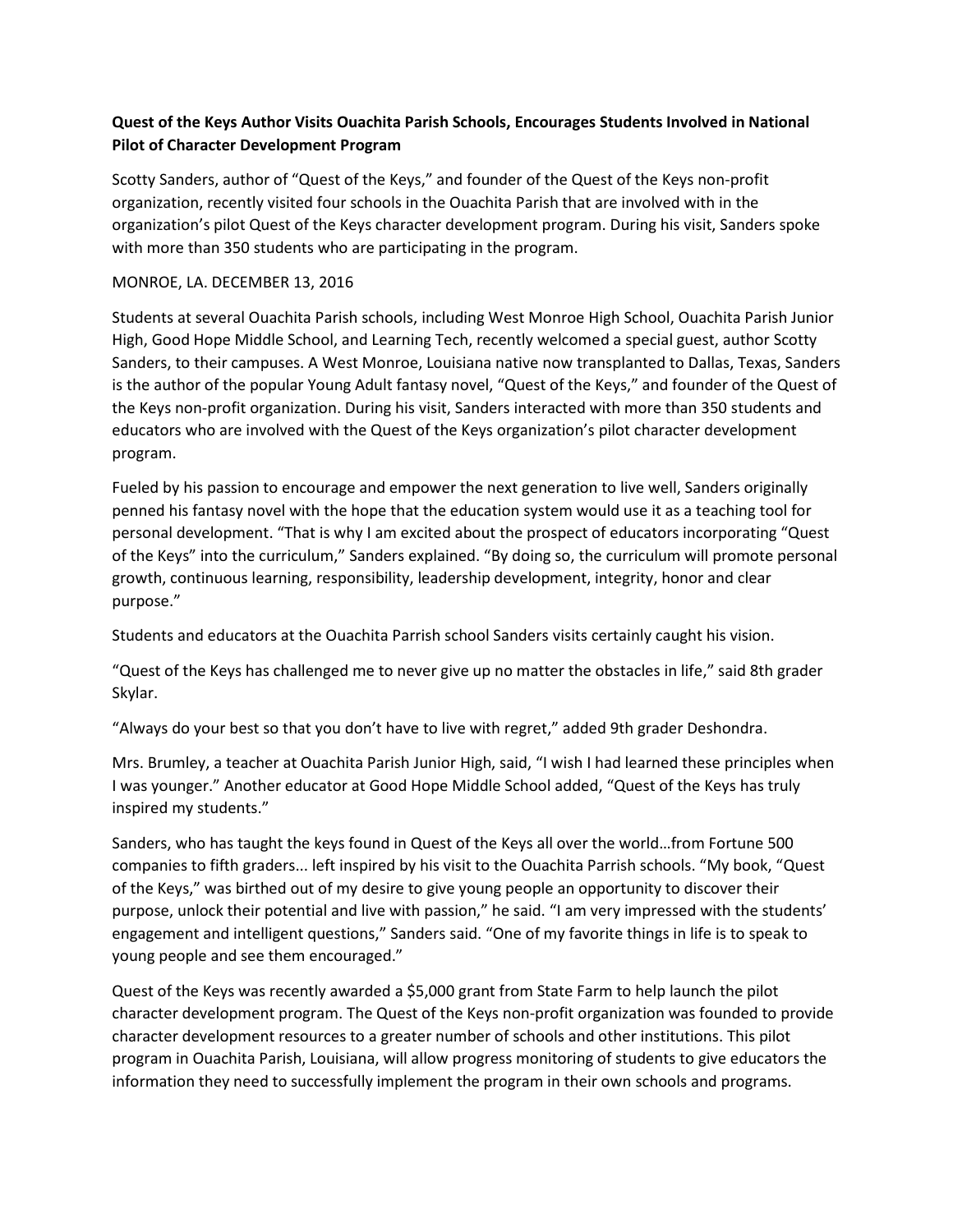**Quest of the Keys Author Visits Ouachita Parish Schools, Encourages Students Involved in National Pilot of Character Development Program**

Scotty Sanders, author of "Quest of the Keys," and founder of the Quest of the Keys non-profit organization, recently visited four schools in the Ouachita Parish that are involved with in the organization's pilot Quest of the Keys character development program. During his visit, Sanders spoke with more than 350 students who are participating in the program.

MONROE, LA. DECEMBER 13, 2016

Students at several Ouachita Parish schools, including West Monroe High School, Ouachita Parish Junior High, Good Hope Middle School, and Learning Tech, recently welcomed a special guest, author Scotty Sanders, to their campuses. A West Monroe, Louisiana native now transplanted to Dallas, Texas, Sanders is the author of the popular Young Adult fantasy novel, "Quest of the Keys," and founder of the Quest of the Keys non-profit organization. During his visit, Sanders interacted with more than 350 students and educators who are involved with the Quest of the Keys organization's pilot character development program.

Fueled by his passion to encourage and empower the next generation to live well, Sanders originally penned his fantasy novel with the hope that the education system would use it as a teaching tool for personal development. "That is why I am excited about the prospect of educators incorporating "Quest of the Keys" into the curriculum," Sanders explained. "By doing so, the curriculum will promote personal growth, continuous learning, responsibility, leadership development, integrity, honor and clear purpose."

Students and educators at the Ouachita Parrish school Sanders visits certainly caught his vision.

"Quest of the Keys has challenged me to never give up no matter the obstacles in life," said 8th grader Skylar.

"Always do your best so that you don't have to live with regret," added 9th grader Deshondra.

Mrs. Brumley, a teacher at Ouachita Parish Junior High, said, "I wish I had learned these principles when I was younger." Another educator at Good Hope Middle School added, "Quest of the Keys has truly inspired my students."

Sanders, who has taught the keys found in Quest of the Keys all over the world…from Fortune 500 companies to fifth graders... left inspired by his visit to the Ouachita Parrish schools. "My book, "Quest of the Keys," was birthed out of my desire to give young people an opportunity to discover their purpose, unlock their potential and live with passion," he said. "I am very impressed with the students' engagement and intelligent questions," Sanders said. "One of my favorite things in life is to speak to young people and see them encouraged."

Quest of the Keys was recently awarded a $5,000 grant from State Farm to help launch the pilot character development program. The Quest of the Keys non-profit organization was founded to provide character development resources to a greater number of schools and other institutions. This pilot program in Ouachita Parish, Louisiana, will allow progress monitoring of students to give educators the information they need to successfully implement the program in their own schools and programs.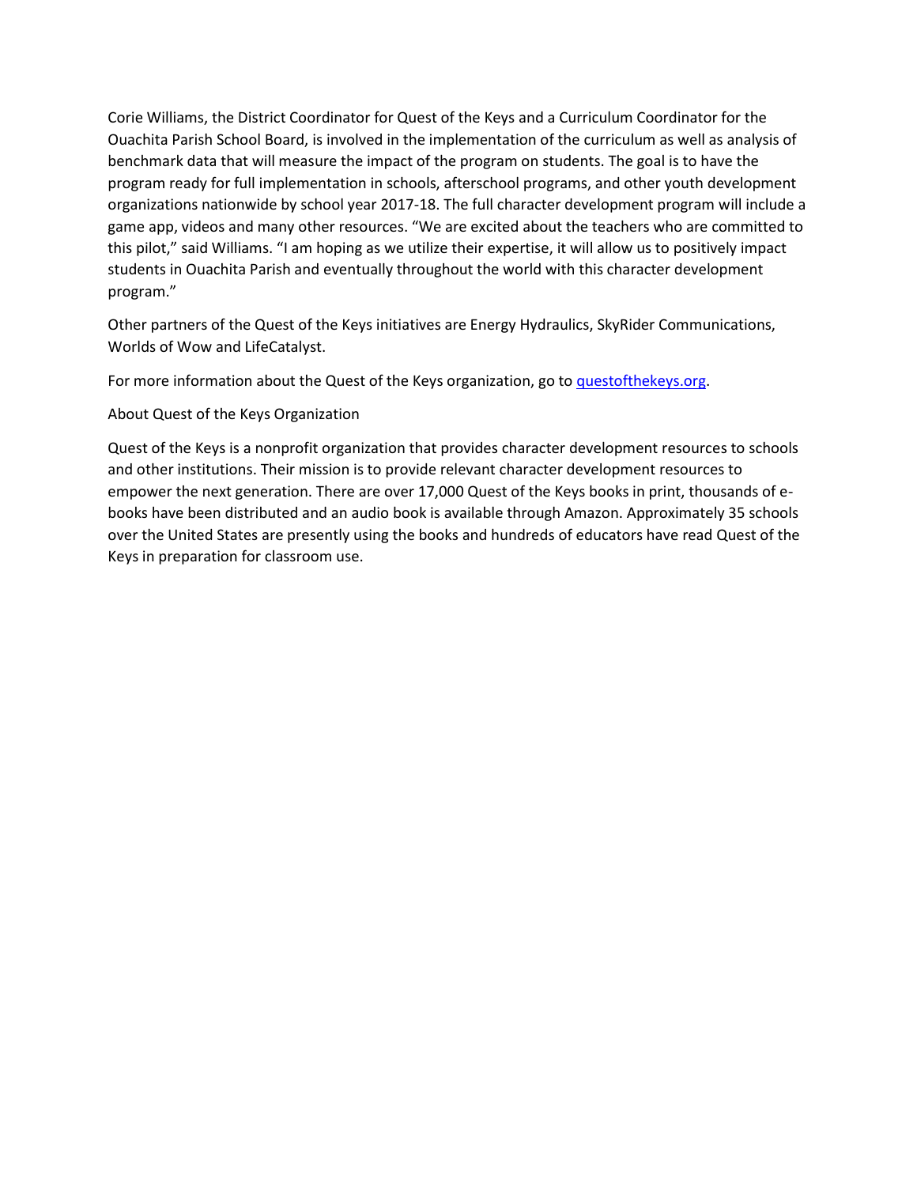Corie Williams, the District Coordinator for Quest of the Keys and a Curriculum Coordinator for the Ouachita Parish School Board, is involved in the implementation of the curriculum as well as analysis of benchmark data that will measure the impact of the program on students. The goal is to have the program ready for full implementation in schools, afterschool programs, and other youth development organizations nationwide by school year 2017-18. The full character development program will include a game app, videos and many other resources. "We are excited about the teachers who are committed to this pilot," said Williams. "I am hoping as we utilize their expertise, it will allow us to positively impact students in Ouachita Parish and eventually throughout the world with this character development program."

Other partners of the Quest of the Keys initiatives are Energy Hydraulics, SkyRider Communications, Worlds of Wow and LifeCatalyst.

For more information about the Quest of the Keys organization, go to [questofthekeys.org](questofthekeys.org).

About Quest of the Keys Organization

Quest of the Keys is a nonprofit organization that provides character development resources to schools and other institutions. Their mission is to provide relevant character development resources to empower the next generation. There are over 17,000 Quest of the Keys books in print, thousands of e-books have been distributed and an audio book is available through Amazon. Approximately 35 schools over the United States are presently using the books and hundreds of educators have read Quest of the Keys in preparation for classroom use.